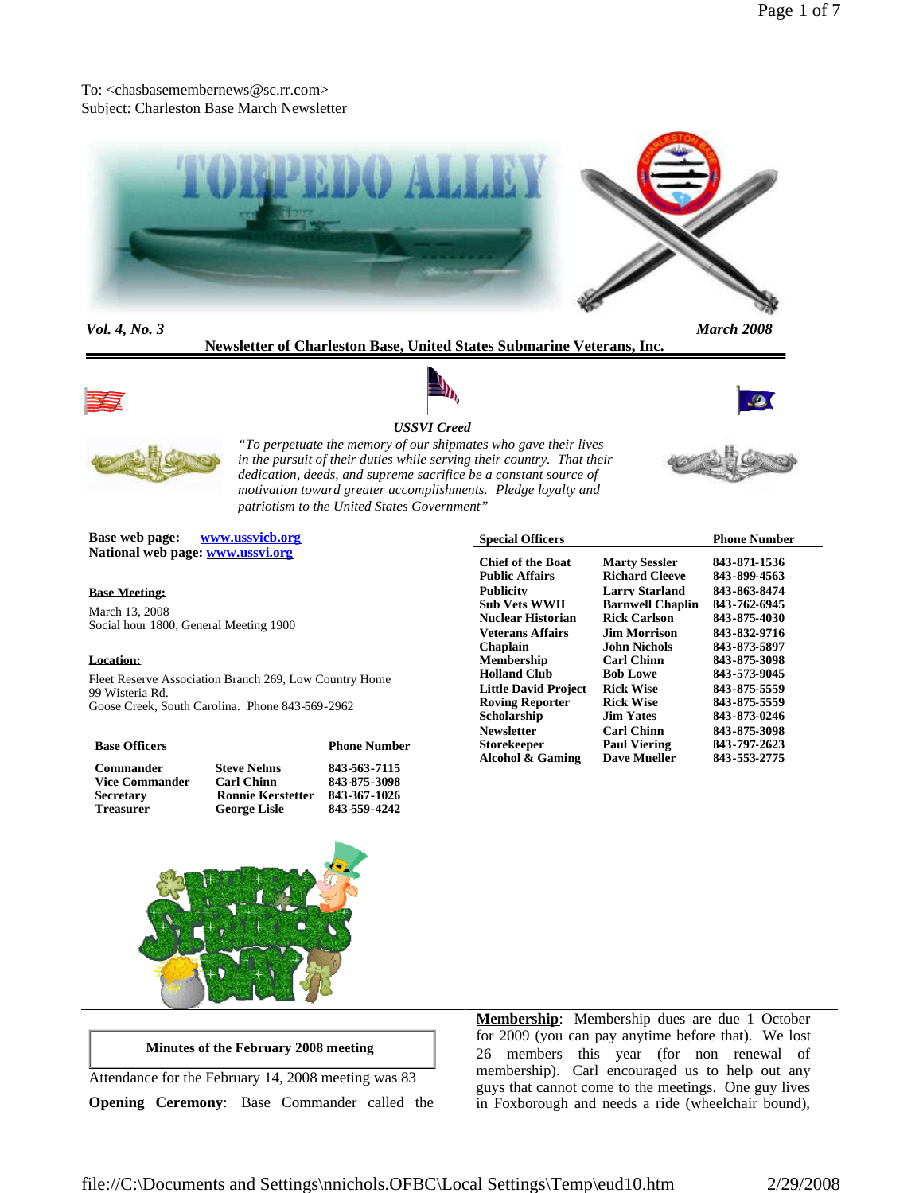To: <chasbasemembernews@sc.rr.com>
Subject: Charleston Base March Newsletter

# TORPEDO ALLEY

*Vol. 4, No. 3* *March 2008*

**Newsletter of Charleston Base, United States Submarine Veterans, Inc.**

***USSVI Creed***

*"To perpetuate the memory of our shipmates who gave their lives in the pursuit of their duties while serving their country. That their dedication, deeds, and supreme sacrifice be a constant source of motivation toward greater accomplishments. Pledge loyalty and patriotism to the United States Government"*

**Base web page:** **www.ussvicb.org**
**National web page:** **www.ussvi.org**

**Base Meeting:**

March 13, 2008
Social hour 1800, General Meeting 1900

**Location:**

Fleet Reserve Association Branch 269, Low Country Home
99 Wisteria Rd.
Goose Creek, South Carolina. Phone 843-569-2962

| Base Officers | | Phone Number |
|---|---|---|
| **Commander** | **Steve Nelms** | **843-563-7115** |
| **Vice Commander** | **Carl Chinn** | **843-875-3098** |
| **Secretary** | **Ronnie Kerstetter** | **843-367-1026** |
| **Treasurer** | **George Lisle** | **843-559-4242** |

| Special Officers | | Phone Number |
|---|---|---|
| **Chief of the Boat** | **Marty Sessler** | **843-871-1536** |
| **Public Affairs** | **Richard Cleeve** | **843-899-4563** |
| **Publicity** | **Larry Starland** | **843-863-8474** |
| **Sub Vets WWII** | **Barnwell Chaplin** | **843-762-6945** |
| **Nuclear Historian** | **Rick Carlson** | **843-875-4030** |
| **Veterans Affairs** | **Jim Morrison** | **843-832-9716** |
| **Chaplain** | **John Nichols** | **843-873-5897** |
| **Membership** | **Carl Chinn** | **843-875-3098** |
| **Holland Club** | **Bob Lowe** | **843-573-9045** |
| **Little David Project** | **Rick Wise** | **843-875-5559** |
| **Roving Reporter** | **Rick Wise** | **843-875-5559** |
| **Scholarship** | **Jim Yates** | **843-873-0246** |
| **Newsletter** | **Carl Chinn** | **843-875-3098** |
| **Storekeeper** | **Paul Viering** | **843-797-2623** |
| **Alcohol & Gaming** | **Dave Mueller** | **843-553-2775** |

**Minutes of the February 2008 meeting**

Attendance for the February 14, 2008 meeting was 83

**Opening Ceremony**: Base Commander called the

**Membership**: Membership dues are due 1 October for 2009 (you can pay anytime before that). We lost 26 members this year (for non renewal of membership). Carl encouraged us to help out any guys that cannot come to the meetings. One guy lives in Foxborough and needs a ride (wheelchair bound),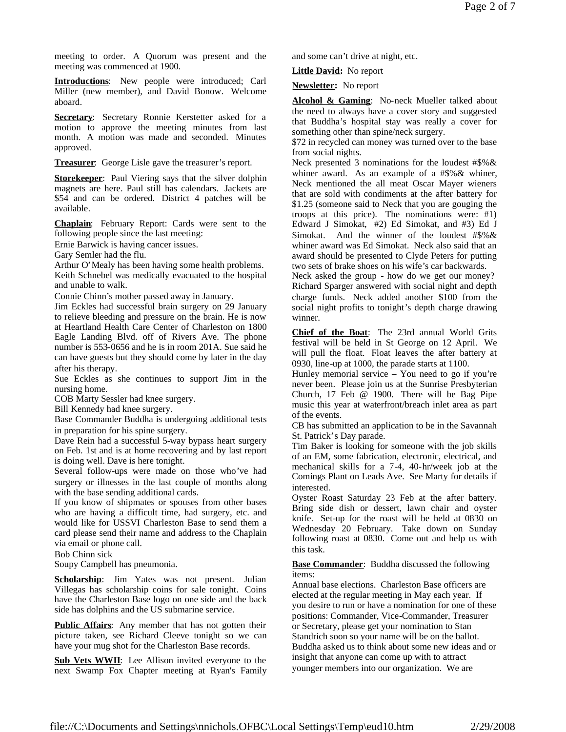meeting to order. A Quorum was present and the meeting was commenced at 1900.

**Introductions**: New people were introduced; Carl Miller (new member), and David Bonow. Welcome aboard.

**Secretary**: Secretary Ronnie Kerstetter asked for a motion to approve the meeting minutes from last month. A motion was made and seconded. Minutes approved.

**Treasurer**: George Lisle gave the treasurer's report.

**Storekeeper**: Paul Viering says that the silver dolphin magnets are here. Paul still has calendars. Jackets are $54 and can be ordered. District 4 patches will be available.

**Chaplain**: February Report: Cards were sent to the following people since the last meeting:

Ernie Barwick is having cancer issues.

Gary Semler had the flu.

Arthur O'Mealy has been having some health problems.

Keith Schnebel was medically evacuated to the hospital and unable to walk.

Connie Chinn's mother passed away in January.

Jim Eckles had successful brain surgery on 29 January to relieve bleeding and pressure on the brain. He is now at Heartland Health Care Center of Charleston on 1800 Eagle Landing Blvd. off of Rivers Ave. The phone number is 553-0656 and he is in room 201A. Sue said he can have guests but they should come by later in the day after his therapy.

Sue Eckles as she continues to support Jim in the nursing home.

COB Marty Sessler had knee surgery.

Bill Kennedy had knee surgery.

Base Commander Buddha is undergoing additional tests in preparation for his spine surgery.

Dave Rein had a successful 5-way bypass heart surgery on Feb. 1st and is at home recovering and by last report is doing well. Dave is here tonight.

Several follow-ups were made on those who've had surgery or illnesses in the last couple of months along with the base sending additional cards.

If you know of shipmates or spouses from other bases who are having a difficult time, had surgery, etc. and would like for USSVI Charleston Base to send them a card please send their name and address to the Chaplain via email or phone call.

Bob Chinn sick

Soupy Campbell has pneumonia.

**Scholarship**: Jim Yates was not present. Julian Villegas has scholarship coins for sale tonight. Coins have the Charleston Base logo on one side and the back side has dolphins and the US submarine service.

**Public Affairs**: Any member that has not gotten their picture taken, see Richard Cleeve tonight so we can have your mug shot for the Charleston Base records.

**Sub Vets WWII**: Lee Allison invited everyone to the next Swamp Fox Chapter meeting at Ryan's Family and some can't drive at night, etc.

**Little David:** No report

**Newsletter:** No report

**Alcohol & Gaming**: No-neck Mueller talked about the need to always have a cover story and suggested that Buddha's hospital stay was really a cover for something other than spine/neck surgery.

$72 in recycled can money was turned over to the base from social nights.

Neck presented 3 nominations for the loudest #$%& whiner award. As an example of a #$%& whiner, Neck mentioned the all meat Oscar Mayer wieners that are sold with condiments at the after battery for $1.25 (someone said to Neck that you are gouging the troops at this price). The nominations were: #1) Edward J Simokat, #2) Ed Simokat, and #3) Ed J Simokat. And the winner of the loudest #$%& whiner award was Ed Simokat. Neck also said that an award should be presented to Clyde Peters for putting two sets of brake shoes on his wife's car backwards.

Neck asked the group - how do we get our money? Richard Sparger answered with social night and depth charge funds. Neck added another $100 from the social night profits to tonight's depth charge drawing winner.

**Chief of the Boat**: The 23rd annual World Grits festival will be held in St George on 12 April. We will pull the float. Float leaves the after battery at 0930, line-up at 1000, the parade starts at 1100.

Hunley memorial service – You need to go if you're never been. Please join us at the Sunrise Presbyterian Church, 17 Feb @ 1900. There will be Bag Pipe music this year at waterfront/breach inlet area as part of the events.

CB has submitted an application to be in the Savannah St. Patrick's Day parade.

Tim Baker is looking for someone with the job skills of an EM, some fabrication, electronic, electrical, and mechanical skills for a 7-4, 40-hr/week job at the Comings Plant on Leads Ave. See Marty for details if interested.

Oyster Roast Saturday 23 Feb at the after battery. Bring side dish or dessert, lawn chair and oyster knife. Set-up for the roast will be held at 0830 on Wednesday 20 February. Take down on Sunday following roast at 0830. Come out and help us with this task.

**Base Commander**: Buddha discussed the following items:

Annual base elections. Charleston Base officers are elected at the regular meeting in May each year. If you desire to run or have a nomination for one of these positions: Commander, Vice-Commander, Treasurer or Secretary, please get your nomination to Stan Standrich soon so your name will be on the ballot.

Buddha asked us to think about some new ideas and or insight that anyone can come up with to attract younger members into our organization. We are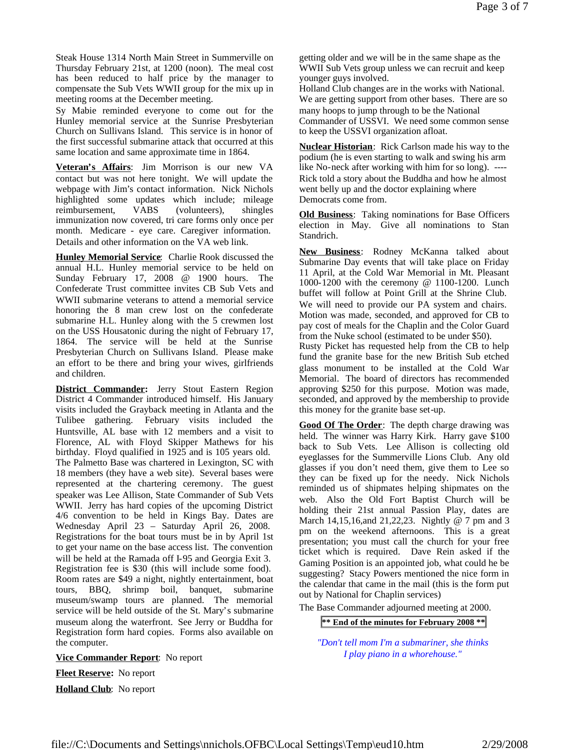Steak House 1314 North Main Street in Summerville on Thursday February 21st, at 1200 (noon). The meal cost has been reduced to half price by the manager to compensate the Sub Vets WWII group for the mix up in meeting rooms at the December meeting.

Sy Mabie reminded everyone to come out for the Hunley memorial service at the Sunrise Presbyterian Church on Sullivans Island. This service is in honor of the first successful submarine attack that occurred at this same location and same approximate time in 1864.

**Veteran's Affairs**: Jim Morrison is our new VA contact but was not here tonight. We will update the webpage with Jim's contact information. Nick Nichols highlighted some updates which include; mileage reimbursement, VABS (volunteers), shingles immunization now covered, tri care forms only once per month. Medicare - eye care. Caregiver information. Details and other information on the VA web link.

**Hunley Memorial Service**: Charlie Rook discussed the annual H.L. Hunley memorial service to be held on Sunday February 17, 2008 @ 1900 hours. The Confederate Trust committee invites CB Sub Vets and WWII submarine veterans to attend a memorial service honoring the 8 man crew lost on the confederate submarine H.L. Hunley along with the 5 crewmen lost on the USS Housatonic during the night of February 17, 1864. The service will be held at the Sunrise Presbyterian Church on Sullivans Island. Please make an effort to be there and bring your wives, girlfriends and children.

**District Commander:** Jerry Stout Eastern Region District 4 Commander introduced himself. His January visits included the Grayback meeting in Atlanta and the Tulibee gathering. February visits included the Huntsville, AL base with 12 members and a visit to Florence, AL with Floyd Skipper Mathews for his birthday. Floyd qualified in 1925 and is 105 years old. The Palmetto Base was chartered in Lexington, SC with 18 members (they have a web site). Several bases were represented at the chartering ceremony. The guest speaker was Lee Allison, State Commander of Sub Vets WWII. Jerry has hard copies of the upcoming District 4/6 convention to be held in Kings Bay. Dates are Wednesday April 23 – Saturday April 26, 2008. Registrations for the boat tours must be in by April 1st to get your name on the base access list. The convention will be held at the Ramada off I-95 and Georgia Exit 3. Registration fee is $30 (this will include some food). Room rates are $49 a night, nightly entertainment, boat tours, BBQ, shrimp boil, banquet, submarine museum/swamp tours are planned. The memorial service will be held outside of the St. Mary's submarine museum along the waterfront. See Jerry or Buddha for Registration form hard copies. Forms also available on the computer.

**Vice Commander Report**: No report

**Fleet Reserve:** No report

**Holland Club**: No report

getting older and we will be in the same shape as the WWII Sub Vets group unless we can recruit and keep younger guys involved.

Holland Club changes are in the works with National. We are getting support from other bases. There are so many hoops to jump through to be the National Commander of USSVI. We need some common sense to keep the USSVI organization afloat.

**Nuclear Historian**: Rick Carlson made his way to the podium (he is even starting to walk and swing his arm like No-neck after working with him for so long). ---- Rick told a story about the Buddha and how he almost went belly up and the doctor explaining where Democrats come from.

**Old Business**: Taking nominations for Base Officers election in May. Give all nominations to Stan Standrich.

**New Business**: Rodney McKanna talked about Submarine Day events that will take place on Friday 11 April, at the Cold War Memorial in Mt. Pleasant 1000-1200 with the ceremony @ 1100-1200. Lunch buffet will follow at Point Grill at the Shrine Club. We will need to provide our PA system and chairs. Motion was made, seconded, and approved for CB to pay cost of meals for the Chaplin and the Color Guard from the Nuke school (estimated to be under $50).

Rusty Picket has requested help from the CB to help fund the granite base for the new British Sub etched glass monument to be installed at the Cold War Memorial. The board of directors has recommended approving $250 for this purpose. Motion was made, seconded, and approved by the membership to provide this money for the granite base set-up.

**Good Of The Order**: The depth charge drawing was held. The winner was Harry Kirk. Harry gave $100 back to Sub Vets. Lee Allison is collecting old eyeglasses for the Summerville Lions Club. Any old glasses if you don't need them, give them to Lee so they can be fixed up for the needy. Nick Nichols reminded us of shipmates helping shipmates on the web. Also the Old Fort Baptist Church will be holding their 21st annual Passion Play, dates are March 14,15,16,and 21,22,23. Nightly @ 7 pm and 3 pm on the weekend afternoons. This is a great presentation; you must call the church for your free ticket which is required. Dave Rein asked if the Gaming Position is an appointed job, what could he be suggesting? Stacy Powers mentioned the nice form in the calendar that came in the mail (this is the form put out by National for Chaplin services)

The Base Commander adjourned meeting at 2000.

**** End of the minutes for February 2008 ****

*"Don't tell mom I'm a submariner, she thinks I play piano in a whorehouse."*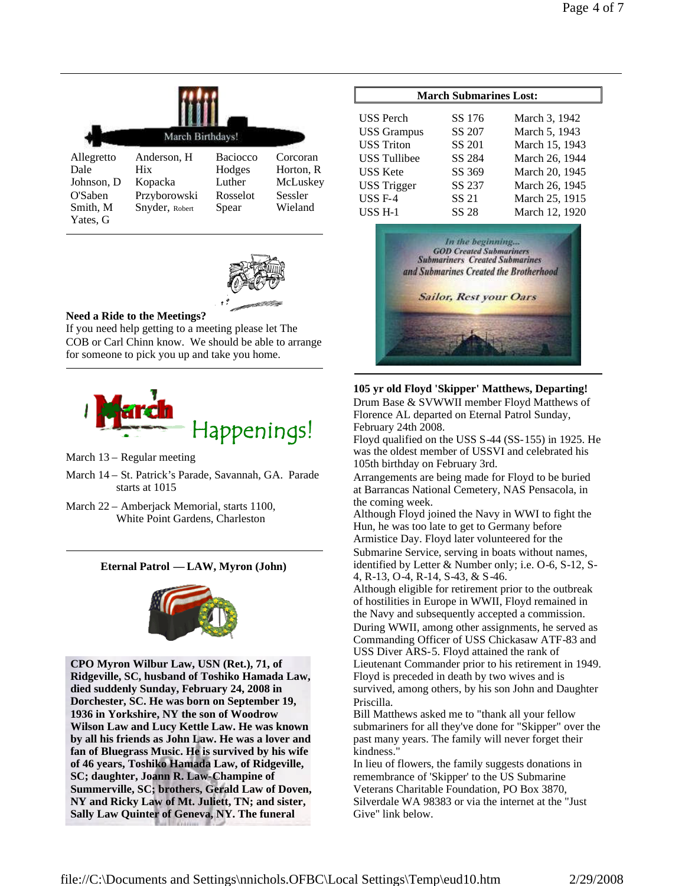March Birthdays!

| | | | |
|---|---|---|---|
| Allegretto | Anderson, H | Baciocco | Corcoran |
| Dale | Hix | Hodges | Horton, R |
| Johnson, D | Kopacka | Luther | McLuskey |
| O'Saben | Przyborowski | Rosselot | Sessler |
| Smith, M | Snyder, Robert | Spear | Wieland |
| Yates, G | | | |

**Need a Ride to the Meetings?**
If you need help getting to a meeting please let The COB or Carl Chinn know. We should be able to arrange for someone to pick you up and take you home.

## March Happenings!

March 13 – Regular meeting

March 14 – St. Patrick's Parade, Savannah, GA. Parade starts at 1015

March 22 – Amberjack Memorial, starts 1100, White Point Gardens, Charleston

**Eternal Patrol — LAW, Myron (John)**

**CPO Myron Wilbur Law, USN (Ret.), 71, of Ridgeville, SC, husband of Toshiko Hamada Law, died suddenly Sunday, February 24, 2008 in Dorchester, SC. He was born on September 19, 1936 in Yorkshire, NY the son of Woodrow Wilson Law and Lucy Kettle Law. He was known by all his friends as John Law. He was a lover and fan of Bluegrass Music. He is survived by his wife of 46 years, Toshiko Hamada Law, of Ridgeville, SC; daughter, Joann R. Law-Champine of Summerville, SC; brothers, Gerald Law of Doven, NY and Ricky Law of Mt. Juliett, TN; and sister, Sally Law Quinter of Geneva, NY. The funeral**

**March Submarines Lost:**

| | | |
|---|---|---|
| USS Perch | SS 176 | March 3, 1942 |
| USS Grampus | SS 207 | March 5, 1943 |
| USS Triton | SS 201 | March 15, 1943 |
| USS Tullibee | SS 284 | March 26, 1944 |
| USS Kete | SS 369 | March 20, 1945 |
| USS Trigger | SS 237 | March 26, 1945 |
| USS F-4 | SS 21 | March 25, 1915 |
| USS H-1 | SS 28 | March 12, 1920 |

*In the beginning...*
*GOD Created Submariners*
*Submariners Created Submarines*
*and Submarines Created the Brotherhood*

*Sailor, Rest your Oars*

**105 yr old Floyd 'Skipper' Matthews, Departing!**
Drum Base & SVWWII member Floyd Matthews of Florence AL departed on Eternal Patrol Sunday, February 24th 2008.
Floyd qualified on the USS S-44 (SS-155) in 1925. He was the oldest member of USSVI and celebrated his 105th birthday on February 3rd.
Arrangements are being made for Floyd to be buried at Barrancas National Cemetery, NAS Pensacola, in the coming week.
Although Floyd joined the Navy in WWI to fight the Hun, he was too late to get to Germany before Armistice Day. Floyd later volunteered for the Submarine Service, serving in boats without names, identified by Letter & Number only; i.e. O-6, S-12, S-4, R-13, O-4, R-14, S-43, & S-46.
Although eligible for retirement prior to the outbreak of hostilities in Europe in WWII, Floyd remained in the Navy and subsequently accepted a commission.
During WWII, among other assignments, he served as Commanding Officer of USS Chickasaw ATF-83 and USS Diver ARS-5. Floyd attained the rank of Lieutenant Commander prior to his retirement in 1949.
Floyd is preceded in death by two wives and is survived, among others, by his son John and Daughter Priscilla.
Bill Matthews asked me to "thank all your fellow submariners for all they've done for "Skipper" over the past many years. The family will never forget their kindness."
In lieu of flowers, the family suggests donations in remembrance of 'Skipper' to the US Submarine Veterans Charitable Foundation, PO Box 3870, Silverdale WA 98383 or via the internet at the "Just Give" link below.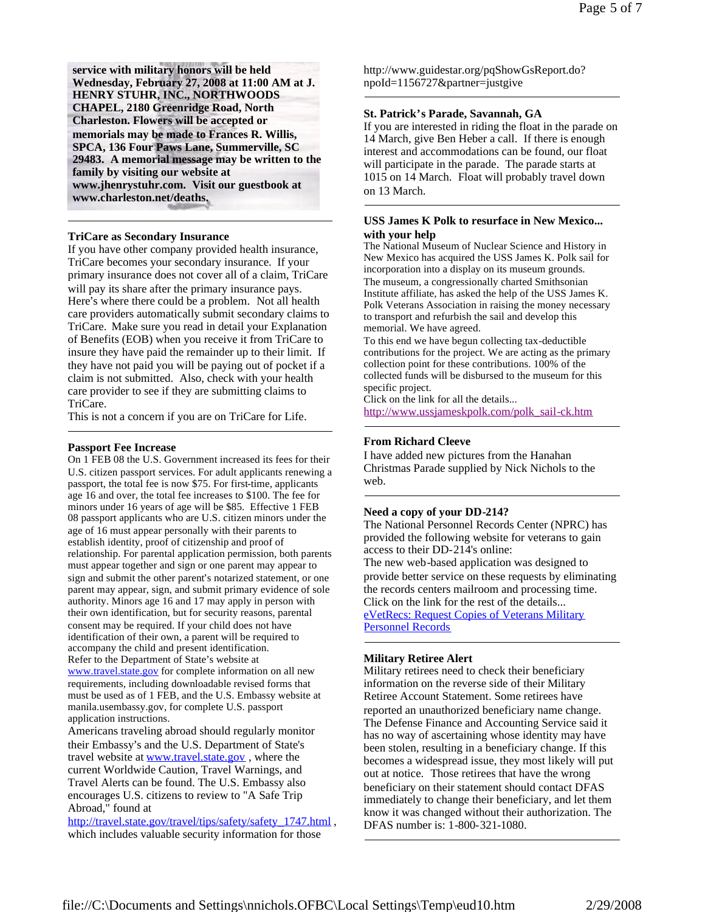**service with military honors will be held Wednesday, February 27, 2008 at 11:00 AM at J. HENRY STUHR, INC., NORTHWOODS CHAPEL, 2180 Greenridge Road, North Charleston. Flowers will be accepted or memorials may be made to Frances R. Willis, SPCA, 136 Four Paws Lane, Summerville, SC 29483. A memorial message may be written to the family by visiting our website at www.jhenrystuhr.com. Visit our guestbook at www.charleston.net/deaths.**

---

### TriCare as Secondary Insurance

If you have other company provided health insurance, TriCare becomes your secondary insurance. If your primary insurance does not cover all of a claim, TriCare will pay its share after the primary insurance pays. Here's where there could be a problem. Not all health care providers automatically submit secondary claims to TriCare. Make sure you read in detail your Explanation of Benefits (EOB) when you receive it from TriCare to insure they have paid the remainder up to their limit. If they have not paid you will be paying out of pocket if a claim is not submitted. Also, check with your health care provider to see if they are submitting claims to TriCare.

This is not a concern if you are on TriCare for Life.

---

### Passport Fee Increase

On 1 FEB 08 the U.S. Government increased its fees for their U.S. citizen passport services. For adult applicants renewing a passport, the total fee is now $75. For first-time, applicants age 16 and over, the total fee increases to $100. The fee for minors under 16 years of age will be $85. Effective 1 FEB 08 passport applicants who are U.S. citizen minors under the age of 16 must appear personally with their parents to establish identity, proof of citizenship and proof of relationship. For parental application permission, both parents must appear together and sign or one parent may appear to sign and submit the other parent's notarized statement, or one parent may appear, sign, and submit primary evidence of sole authority. Minors age 16 and 17 may apply in person with their own identification, but for security reasons, parental consent may be required. If your child does not have identification of their own, a parent will be required to accompany the child and present identification.

Refer to the Department of State's website at www.travel.state.gov for complete information on all new requirements, including downloadable revised forms that must be used as of 1 FEB, and the U.S. Embassy website at manila.usembassy.gov, for complete U.S. passport application instructions.

Americans traveling abroad should regularly monitor their Embassy's and the U.S. Department of State's travel website at www.travel.state.gov , where the current Worldwide Caution, Travel Warnings, and Travel Alerts can be found. The U.S. Embassy also encourages U.S. citizens to review to "A Safe Trip Abroad," found at http://travel.state.gov/travel/tips/safety/safety_1747.html , which includes valuable security information for those

http://www.guidestar.org/pqShowGsReport.do?npoId=1156727&partner=justgive

---

### St. Patrick's Parade, Savannah, GA

If you are interested in riding the float in the parade on 14 March, give Ben Heber a call. If there is enough interest and accommodations can be found, our float will participate in the parade. The parade starts at 1015 on 14 March. Float will probably travel down on 13 March.

---

### USS James K Polk to resurface in New Mexico... with your help

The National Museum of Nuclear Science and History in New Mexico has acquired the USS James K. Polk sail for incorporation into a display on its museum grounds.

The museum, a congressionally charted Smithsonian Institute affiliate, has asked the help of the USS James K. Polk Veterans Association in raising the money necessary to transport and refurbish the sail and develop this memorial. We have agreed.

To this end we have begun collecting tax-deductible contributions for the project. We are acting as the primary collection point for these contributions. 100% of the collected funds will be disbursed to the museum for this specific project.

Click on the link for all the details...

http://www.ussjameskpolk.com/polk_sail-ck.htm

---

### From Richard Cleeve

I have added new pictures from the Hanahan Christmas Parade supplied by Nick Nichols to the web.

---

### Need a copy of your DD-214?

The National Personnel Records Center (NPRC) has provided the following website for veterans to gain access to their DD-214's online:

The new web-based application was designed to provide better service on these requests by eliminating the records centers mailroom and processing time.

Click on the link for the rest of the details...

eVetRecs: Request Copies of Veterans Military Personnel Records

---

### Military Retiree Alert

Military retirees need to check their beneficiary information on the reverse side of their Military Retiree Account Statement. Some retirees have reported an unauthorized beneficiary name change. The Defense Finance and Accounting Service said it has no way of ascertaining whose identity may have been stolen, resulting in a beneficiary change. If this becomes a widespread issue, they most likely will put out at notice. Those retirees that have the wrong beneficiary on their statement should contact DFAS immediately to change their beneficiary, and let them know it was changed without their authorization. The DFAS number is: 1-800-321-1080.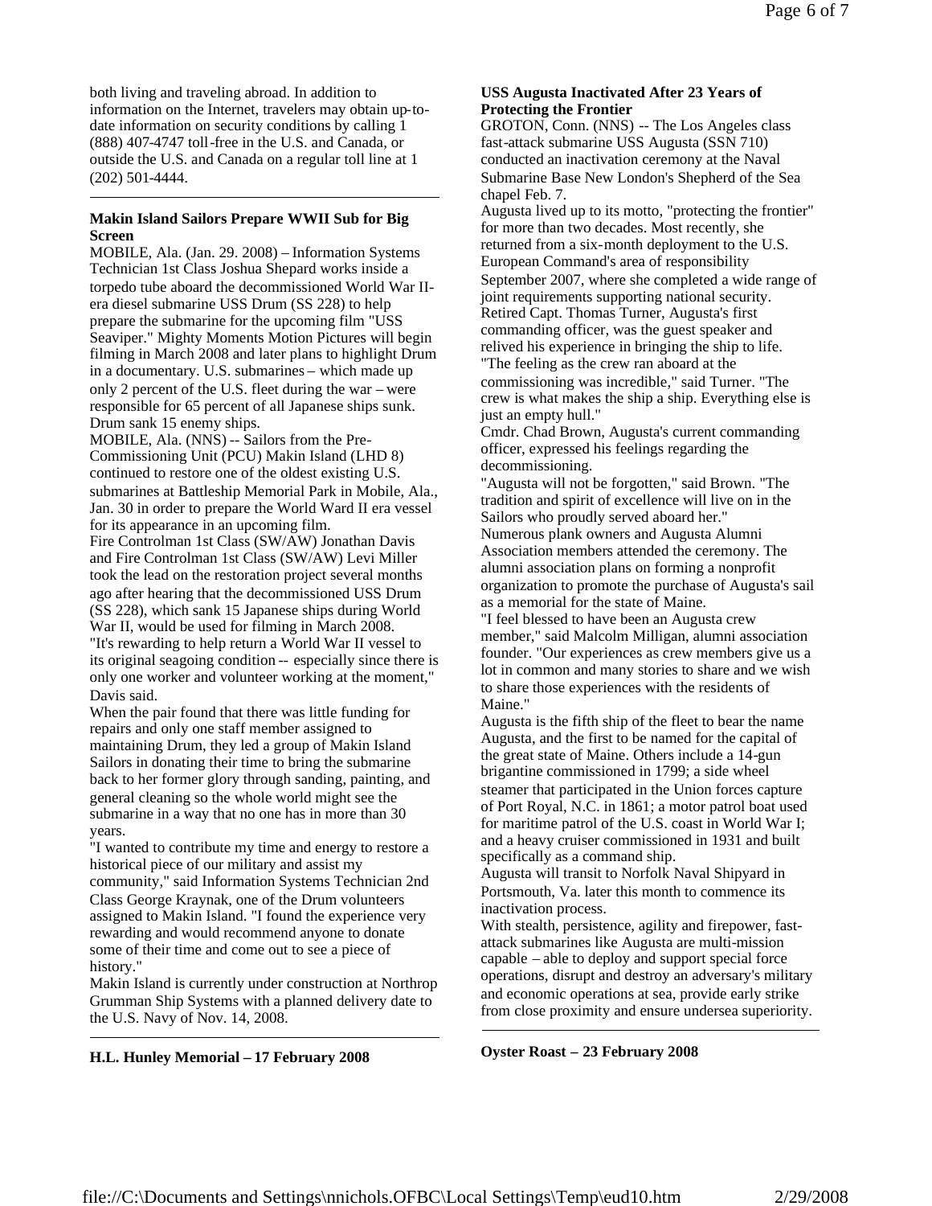both living and traveling abroad. In addition to information on the Internet, travelers may obtain up-to-date information on security conditions by calling 1 (888) 407-4747 toll-free in the U.S. and Canada, or outside the U.S. and Canada on a regular toll line at 1 (202) 501-4444.

---

**Makin Island Sailors Prepare WWII Sub for Big Screen**

MOBILE, Ala. (Jan. 29. 2008) – Information Systems Technician 1st Class Joshua Shepard works inside a torpedo tube aboard the decommissioned World War II-era diesel submarine USS Drum (SS 228) to help prepare the submarine for the upcoming film "USS Seaviper." Mighty Moments Motion Pictures will begin filming in March 2008 and later plans to highlight Drum in a documentary. U.S. submarines – which made up only 2 percent of the U.S. fleet during the war – were responsible for 65 percent of all Japanese ships sunk. Drum sank 15 enemy ships.

MOBILE, Ala. (NNS) -- Sailors from the Pre-Commissioning Unit (PCU) Makin Island (LHD 8) continued to restore one of the oldest existing U.S. submarines at Battleship Memorial Park in Mobile, Ala., Jan. 30 in order to prepare the World Ward II era vessel for its appearance in an upcoming film.

Fire Controlman 1st Class (SW/AW) Jonathan Davis and Fire Controlman 1st Class (SW/AW) Levi Miller took the lead on the restoration project several months ago after hearing that the decommissioned USS Drum (SS 228), which sank 15 Japanese ships during World War II, would be used for filming in March 2008.

"It's rewarding to help return a World War II vessel to its original seagoing condition -- especially since there is only one worker and volunteer working at the moment," Davis said.

When the pair found that there was little funding for repairs and only one staff member assigned to maintaining Drum, they led a group of Makin Island Sailors in donating their time to bring the submarine back to her former glory through sanding, painting, and general cleaning so the whole world might see the submarine in a way that no one has in more than 30 years.

"I wanted to contribute my time and energy to restore a historical piece of our military and assist my community," said Information Systems Technician 2nd Class George Kraynak, one of the Drum volunteers assigned to Makin Island. "I found the experience very rewarding and would recommend anyone to donate some of their time and come out to see a piece of history."

Makin Island is currently under construction at Northrop Grumman Ship Systems with a planned delivery date to the U.S. Navy of Nov. 14, 2008.

---

**H.L. Hunley Memorial – 17 February 2008**

**USS Augusta Inactivated After 23 Years of Protecting the Frontier**

GROTON, Conn. (NNS) -- The Los Angeles class fast-attack submarine USS Augusta (SSN 710) conducted an inactivation ceremony at the Naval Submarine Base New London's Shepherd of the Sea chapel Feb. 7.

Augusta lived up to its motto, "protecting the frontier" for more than two decades. Most recently, she returned from a six-month deployment to the U.S. European Command's area of responsibility September 2007, where she completed a wide range of joint requirements supporting national security.

Retired Capt. Thomas Turner, Augusta's first commanding officer, was the guest speaker and relived his experience in bringing the ship to life.

"The feeling as the crew ran aboard at the commissioning was incredible," said Turner. "The crew is what makes the ship a ship. Everything else is just an empty hull."

Cmdr. Chad Brown, Augusta's current commanding officer, expressed his feelings regarding the decommissioning.

"Augusta will not be forgotten," said Brown. "The tradition and spirit of excellence will live on in the Sailors who proudly served aboard her."

Numerous plank owners and Augusta Alumni Association members attended the ceremony. The alumni association plans on forming a nonprofit organization to promote the purchase of Augusta's sail as a memorial for the state of Maine.

"I feel blessed to have been an Augusta crew member," said Malcolm Milligan, alumni association founder. "Our experiences as crew members give us a lot in common and many stories to share and we wish to share those experiences with the residents of Maine."

Augusta is the fifth ship of the fleet to bear the name Augusta, and the first to be named for the capital of the great state of Maine. Others include a 14-gun brigantine commissioned in 1799; a side wheel steamer that participated in the Union forces capture of Port Royal, N.C. in 1861; a motor patrol boat used for maritime patrol of the U.S. coast in World War I; and a heavy cruiser commissioned in 1931 and built specifically as a command ship.

Augusta will transit to Norfolk Naval Shipyard in Portsmouth, Va. later this month to commence its inactivation process.

With stealth, persistence, agility and firepower, fast-attack submarines like Augusta are multi-mission capable – able to deploy and support special force operations, disrupt and destroy an adversary's military and economic operations at sea, provide early strike from close proximity and ensure undersea superiority.

---

**Oyster Roast – 23 February 2008**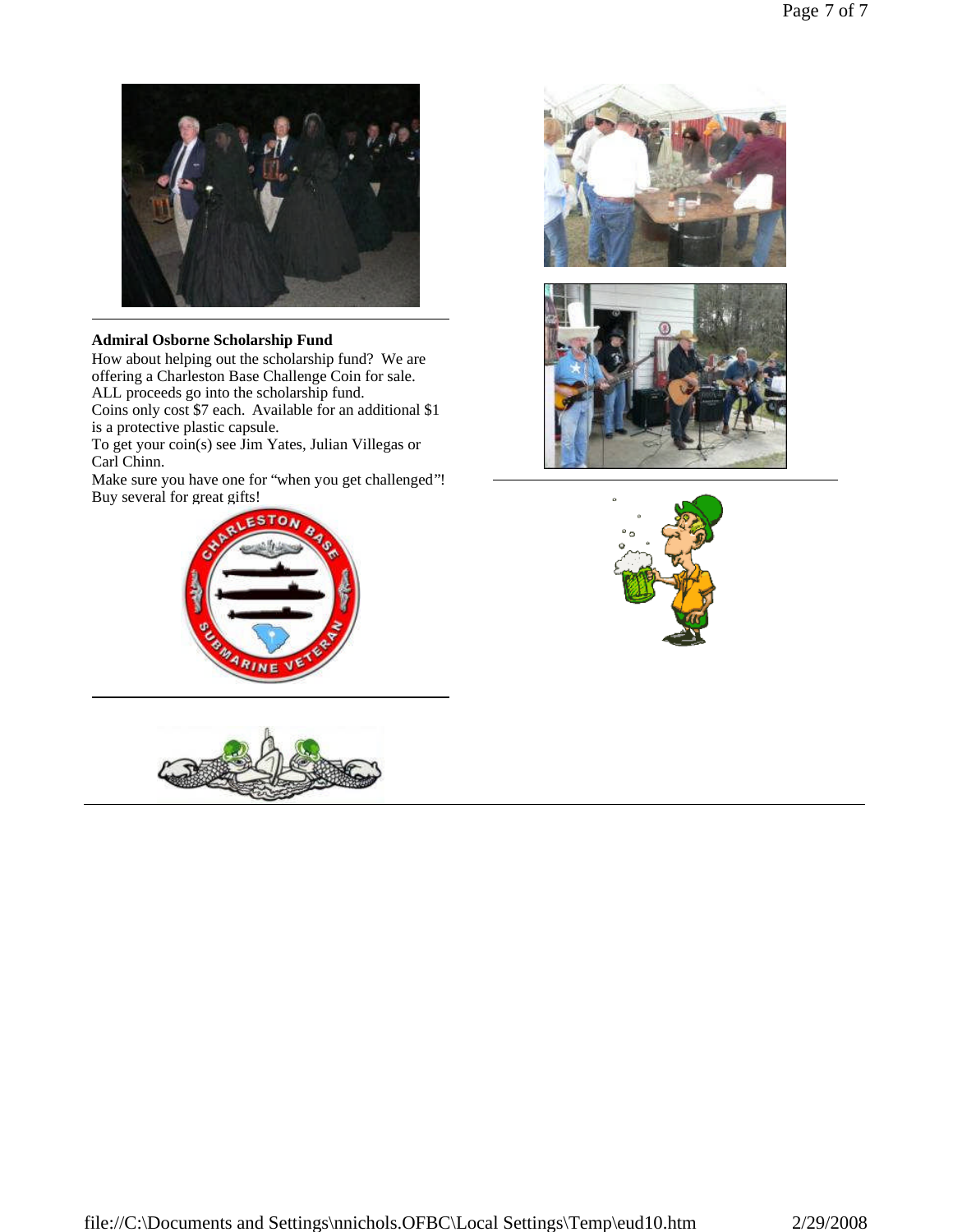**Admiral Osborne Scholarship Fund**

How about helping out the scholarship fund? We are offering a Charleston Base Challenge Coin for sale. ALL proceeds go into the scholarship fund.

Coins only cost $7 each. Available for an additional $1 is a protective plastic capsule.

To get your coin(s) see Jim Yates, Julian Villegas or Carl Chinn.

Make sure you have one for "when you get challenged"! Buy several for great gifts!